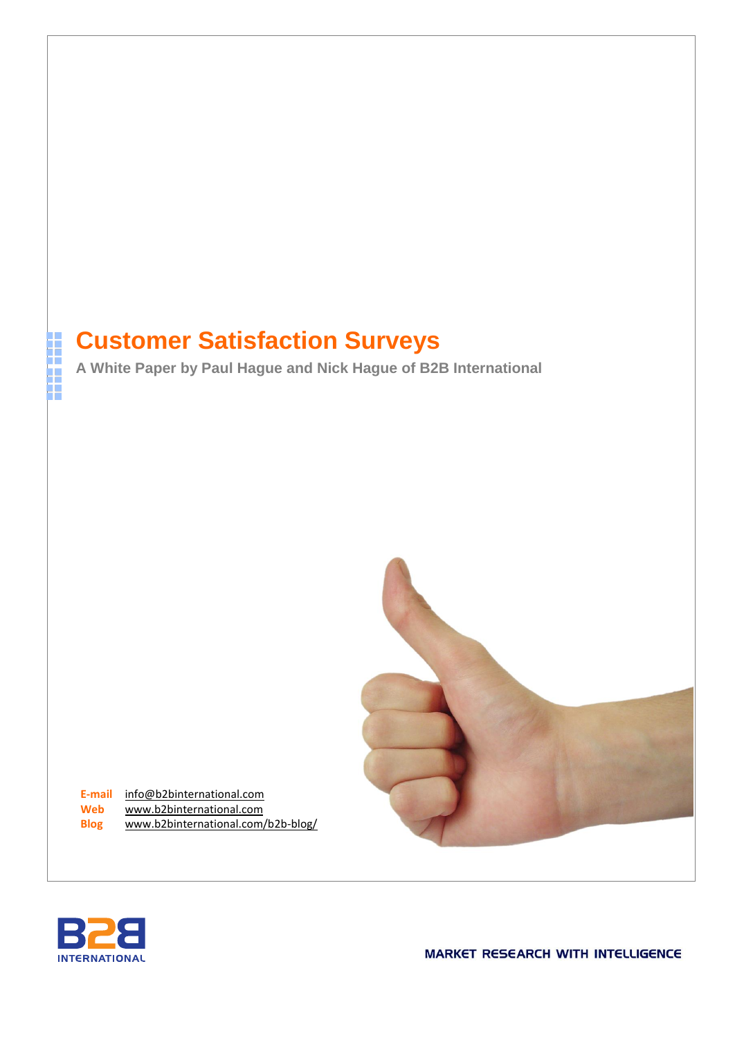# Customer Satisfaction Surveys

**A White Paper by Paul Hague and Nick Hague of B2B International**

**E-mail** info@b2binternational.com
**Web** www.b2binternational.com
**Blog** www.b2binternational.com/b2b-blog/

B2B INTERNATIONAL

MARKET RESEARCH WITH INTELLIGENCE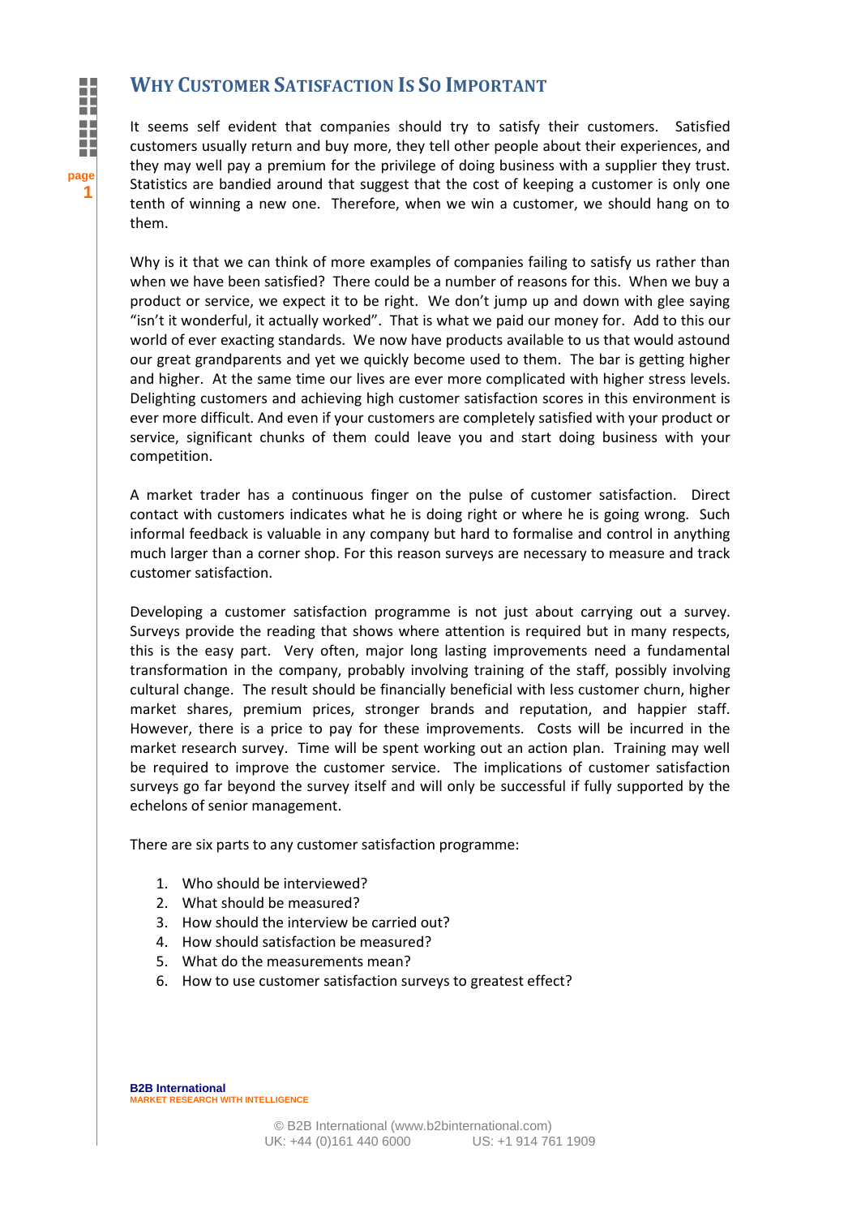# Why Customer Satisfaction Is So Important

It seems self evident that companies should try to satisfy their customers. Satisfied customers usually return and buy more, they tell other people about their experiences, and they may well pay a premium for the privilege of doing business with a supplier they trust. Statistics are bandied around that suggest that the cost of keeping a customer is only one tenth of winning a new one. Therefore, when we win a customer, we should hang on to them.

Why is it that we can think of more examples of companies failing to satisfy us rather than when we have been satisfied? There could be a number of reasons for this. When we buy a product or service, we expect it to be right. We don't jump up and down with glee saying "isn't it wonderful, it actually worked". That is what we paid our money for. Add to this our world of ever exacting standards. We now have products available to us that would astound our great grandparents and yet we quickly become used to them. The bar is getting higher and higher. At the same time our lives are ever more complicated with higher stress levels. Delighting customers and achieving high customer satisfaction scores in this environment is ever more difficult. And even if your customers are completely satisfied with your product or service, significant chunks of them could leave you and start doing business with your competition.

A market trader has a continuous finger on the pulse of customer satisfaction. Direct contact with customers indicates what he is doing right or where he is going wrong. Such informal feedback is valuable in any company but hard to formalise and control in anything much larger than a corner shop. For this reason surveys are necessary to measure and track customer satisfaction.

Developing a customer satisfaction programme is not just about carrying out a survey. Surveys provide the reading that shows where attention is required but in many respects, this is the easy part. Very often, major long lasting improvements need a fundamental transformation in the company, probably involving training of the staff, possibly involving cultural change. The result should be financially beneficial with less customer churn, higher market shares, premium prices, stronger brands and reputation, and happier staff. However, there is a price to pay for these improvements. Costs will be incurred in the market research survey. Time will be spent working out an action plan. Training may well be required to improve the customer service. The implications of customer satisfaction surveys go far beyond the survey itself and will only be successful if fully supported by the echelons of senior management.

There are six parts to any customer satisfaction programme:

1. Who should be interviewed?
2. What should be measured?
3. How should the interview be carried out?
4. How should satisfaction be measured?
5. What do the measurements mean?
6. How to use customer satisfaction surveys to greatest effect?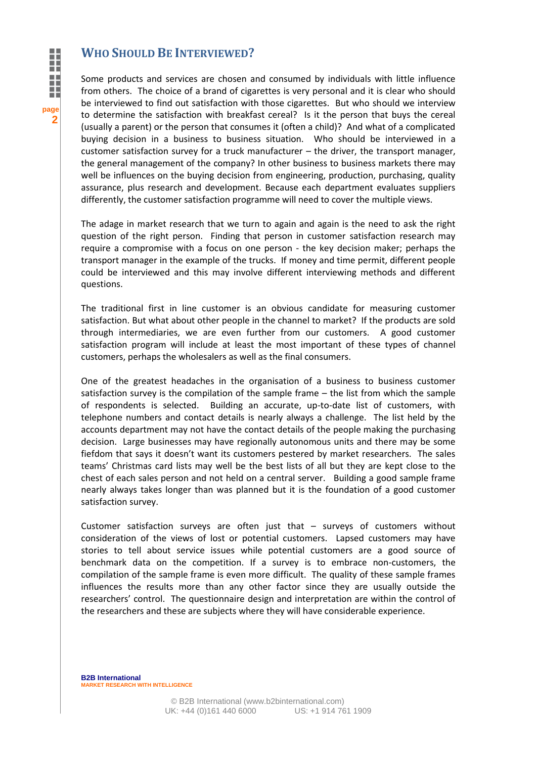## Who Should Be Interviewed?

Some products and services are chosen and consumed by individuals with little influence from others. The choice of a brand of cigarettes is very personal and it is clear who should be interviewed to find out satisfaction with those cigarettes. But who should we interview to determine the satisfaction with breakfast cereal? Is it the person that buys the cereal (usually a parent) or the person that consumes it (often a child)? And what of a complicated buying decision in a business to business situation. Who should be interviewed in a customer satisfaction survey for a truck manufacturer – the driver, the transport manager, the general management of the company? In other business to business markets there may well be influences on the buying decision from engineering, production, purchasing, quality assurance, plus research and development. Because each department evaluates suppliers differently, the customer satisfaction programme will need to cover the multiple views.

The adage in market research that we turn to again and again is the need to ask the right question of the right person. Finding that person in customer satisfaction research may require a compromise with a focus on one person - the key decision maker; perhaps the transport manager in the example of the trucks. If money and time permit, different people could be interviewed and this may involve different interviewing methods and different questions.

The traditional first in line customer is an obvious candidate for measuring customer satisfaction. But what about other people in the channel to market? If the products are sold through intermediaries, we are even further from our customers. A good customer satisfaction program will include at least the most important of these types of channel customers, perhaps the wholesalers as well as the final consumers.

One of the greatest headaches in the organisation of a business to business customer satisfaction survey is the compilation of the sample frame – the list from which the sample of respondents is selected. Building an accurate, up-to-date list of customers, with telephone numbers and contact details is nearly always a challenge. The list held by the accounts department may not have the contact details of the people making the purchasing decision. Large businesses may have regionally autonomous units and there may be some fiefdom that says it doesn't want its customers pestered by market researchers. The sales teams' Christmas card lists may well be the best lists of all but they are kept close to the chest of each sales person and not held on a central server. Building a good sample frame nearly always takes longer than was planned but it is the foundation of a good customer satisfaction survey.

Customer satisfaction surveys are often just that – surveys of customers without consideration of the views of lost or potential customers. Lapsed customers may have stories to tell about service issues while potential customers are a good source of benchmark data on the competition. If a survey is to embrace non-customers, the compilation of the sample frame is even more difficult. The quality of these sample frames influences the results more than any other factor since they are usually outside the researchers' control. The questionnaire design and interpretation are within the control of the researchers and these are subjects where they will have considerable experience.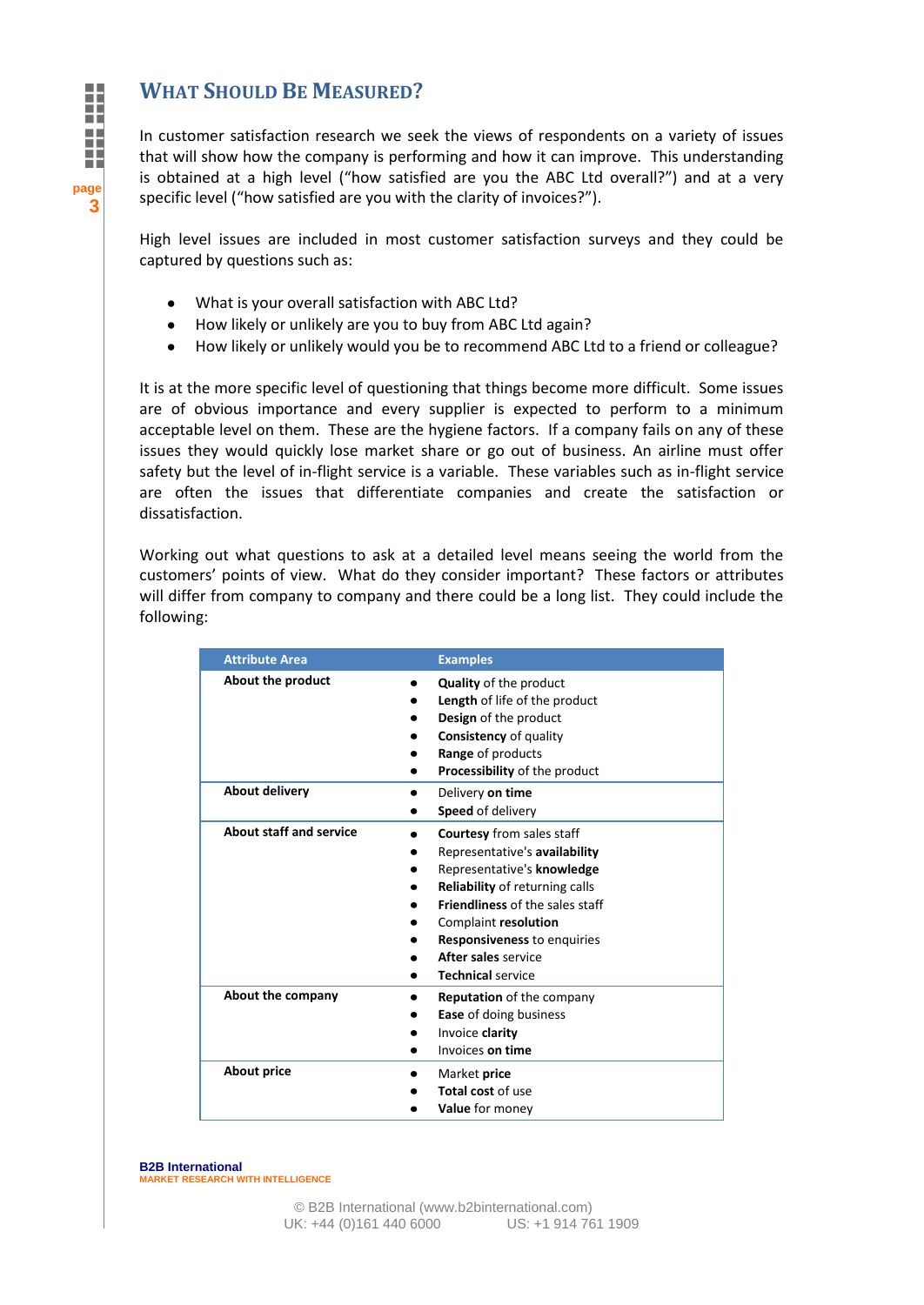## What Should Be Measured?

In customer satisfaction research we seek the views of respondents on a variety of issues that will show how the company is performing and how it can improve. This understanding is obtained at a high level ("how satisfied are you the ABC Ltd overall?") and at a very specific level ("how satisfied are you with the clarity of invoices?").

High level issues are included in most customer satisfaction surveys and they could be captured by questions such as:

- What is your overall satisfaction with ABC Ltd?
- How likely or unlikely are you to buy from ABC Ltd again?
- How likely or unlikely would you be to recommend ABC Ltd to a friend or colleague?

It is at the more specific level of questioning that things become more difficult. Some issues are of obvious importance and every supplier is expected to perform to a minimum acceptable level on them. These are the hygiene factors. If a company fails on any of these issues they would quickly lose market share or go out of business. An airline must offer safety but the level of in-flight service is a variable. These variables such as in-flight service are often the issues that differentiate companies and create the satisfaction or dissatisfaction.

Working out what questions to ask at a detailed level means seeing the world from the customers' points of view. What do they consider important? These factors or attributes will differ from company to company and there could be a long list. They could include the following:

| Attribute Area | Examples |
|---|---|
| **About the product** | • **Quality** of the product<br>• **Length** of life of the product<br>• **Design** of the product<br>• **Consistency** of quality<br>• **Range** of products<br>• **Processibility** of the product |
| **About delivery** | • Delivery **on time**<br>• **Speed** of delivery |
| **About staff and service** | • **Courtesy** from sales staff<br>• Representative's **availability**<br>• Representative's **knowledge**<br>• **Reliability** of returning calls<br>• **Friendliness** of the sales staff<br>• Complaint **resolution**<br>• **Responsiveness** to enquiries<br>• **After sales** service<br>• **Technical** service |
| **About the company** | • **Reputation** of the company<br>• **Ease** of doing business<br>• Invoice **clarity**<br>• Invoices **on time** |
| **About price** | • Market **price**<br>• **Total cost** of use<br>• **Value** for money |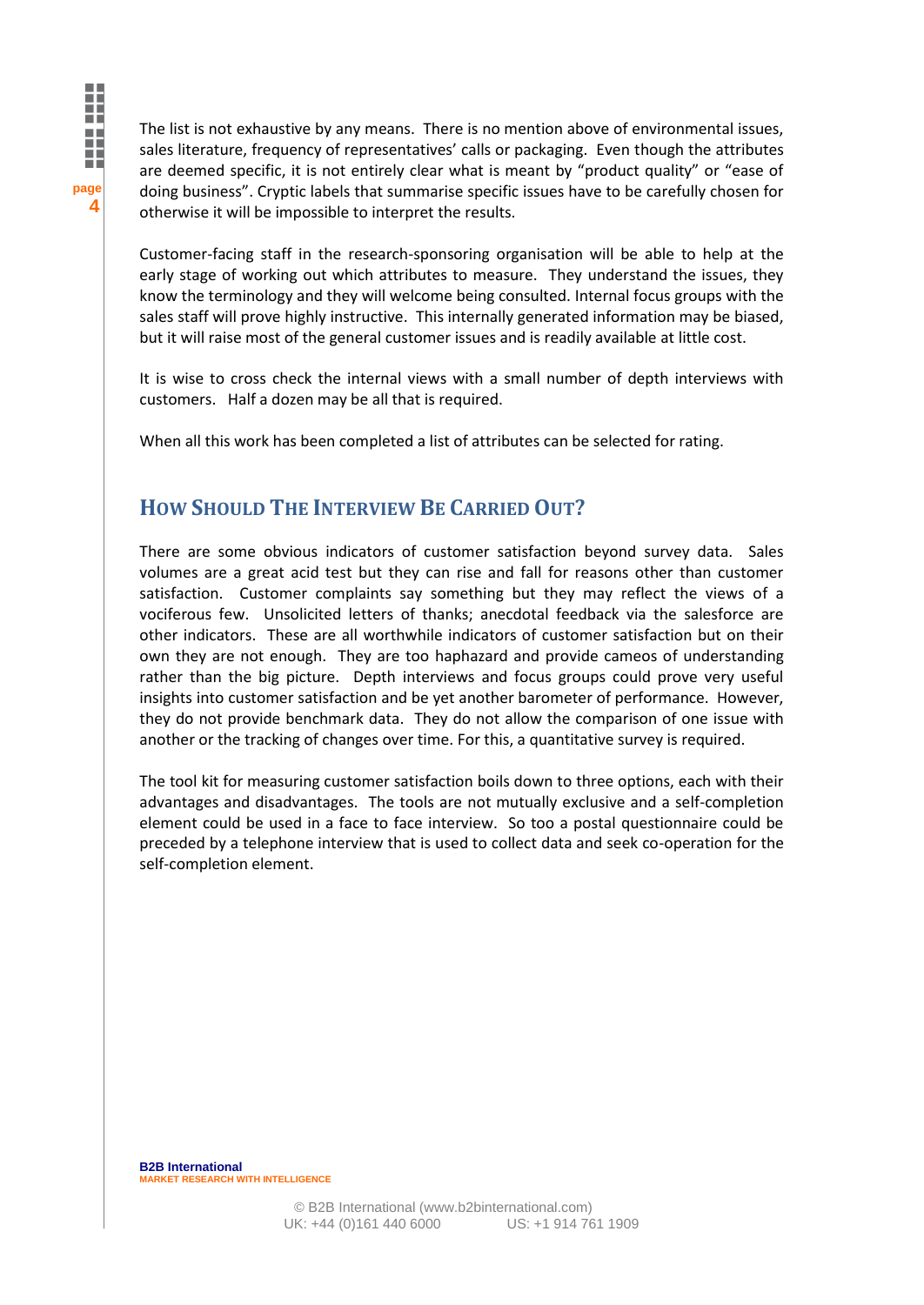The list is not exhaustive by any means. There is no mention above of environmental issues, sales literature, frequency of representatives' calls or packaging. Even though the attributes are deemed specific, it is not entirely clear what is meant by "product quality" or "ease of doing business". Cryptic labels that summarise specific issues have to be carefully chosen for otherwise it will be impossible to interpret the results.

Customer-facing staff in the research-sponsoring organisation will be able to help at the early stage of working out which attributes to measure. They understand the issues, they know the terminology and they will welcome being consulted. Internal focus groups with the sales staff will prove highly instructive. This internally generated information may be biased, but it will raise most of the general customer issues and is readily available at little cost.

It is wise to cross check the internal views with a small number of depth interviews with customers. Half a dozen may be all that is required.

When all this work has been completed a list of attributes can be selected for rating.

## How Should The Interview Be Carried Out?

There are some obvious indicators of customer satisfaction beyond survey data. Sales volumes are a great acid test but they can rise and fall for reasons other than customer satisfaction. Customer complaints say something but they may reflect the views of a vociferous few. Unsolicited letters of thanks; anecdotal feedback via the salesforce are other indicators. These are all worthwhile indicators of customer satisfaction but on their own they are not enough. They are too haphazard and provide cameos of understanding rather than the big picture. Depth interviews and focus groups could prove very useful insights into customer satisfaction and be yet another barometer of performance. However, they do not provide benchmark data. They do not allow the comparison of one issue with another or the tracking of changes over time. For this, a quantitative survey is required.

The tool kit for measuring customer satisfaction boils down to three options, each with their advantages and disadvantages. The tools are not mutually exclusive and a self-completion element could be used in a face to face interview. So too a postal questionnaire could be preceded by a telephone interview that is used to collect data and seek co-operation for the self-completion element.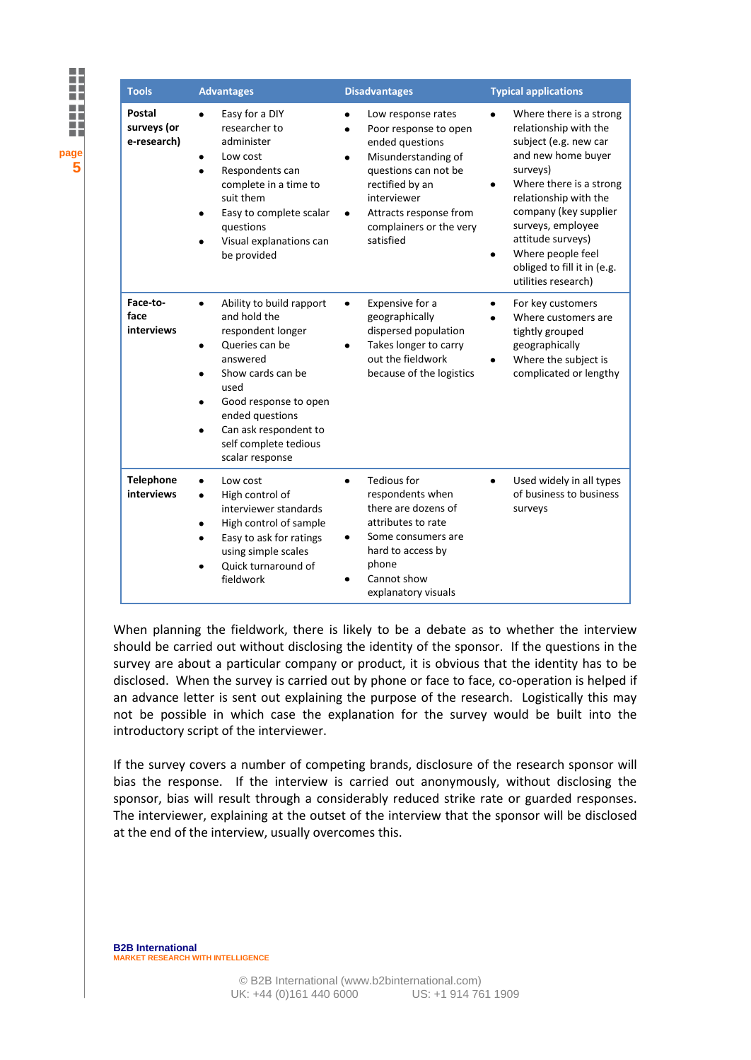| Tools | Advantages | Disadvantages | Typical applications |
|---|---|---|---|
| **Postal surveys (or e-research)** | • Easy for a DIY researcher to administer<br>• Low cost<br>• Respondents can complete in a time to suit them<br>• Easy to complete scalar questions<br>• Visual explanations can be provided | • Low response rates<br>• Poor response to open ended questions<br>• Misunderstanding of questions can not be rectified by an interviewer<br>• Attracts response from complainers or the very satisfied | • Where there is a strong relationship with the subject (e.g. new car and new home buyer surveys)<br>• Where there is a strong relationship with the company (key supplier surveys, employee attitude surveys)<br>• Where people feel obliged to fill it in (e.g. utilities research) |
| **Face-to-face interviews** | • Ability to build rapport and hold the respondent longer<br>• Queries can be answered<br>• Show cards can be used<br>• Good response to open ended questions<br>• Can ask respondent to self complete tedious scalar response | • Expensive for a geographically dispersed population<br>• Takes longer to carry out the fieldwork because of the logistics | • For key customers<br>• Where customers are tightly grouped geographically<br>• Where the subject is complicated or lengthy |
| **Telephone interviews** | • Low cost<br>• High control of interviewer standards<br>• High control of sample<br>• Easy to ask for ratings using simple scales<br>• Quick turnaround of fieldwork | • Tedious for respondents when there are dozens of attributes to rate<br>• Some consumers are hard to access by phone<br>• Cannot show explanatory visuals | • Used widely in all types of business to business surveys |

When planning the fieldwork, there is likely to be a debate as to whether the interview should be carried out without disclosing the identity of the sponsor. If the questions in the survey are about a particular company or product, it is obvious that the identity has to be disclosed. When the survey is carried out by phone or face to face, co-operation is helped if an advance letter is sent out explaining the purpose of the research. Logistically this may not be possible in which case the explanation for the survey would be built into the introductory script of the interviewer.

If the survey covers a number of competing brands, disclosure of the research sponsor will bias the response. If the interview is carried out anonymously, without disclosing the sponsor, bias will result through a considerably reduced strike rate or guarded responses. The interviewer, explaining at the outset of the interview that the sponsor will be disclosed at the end of the interview, usually overcomes this.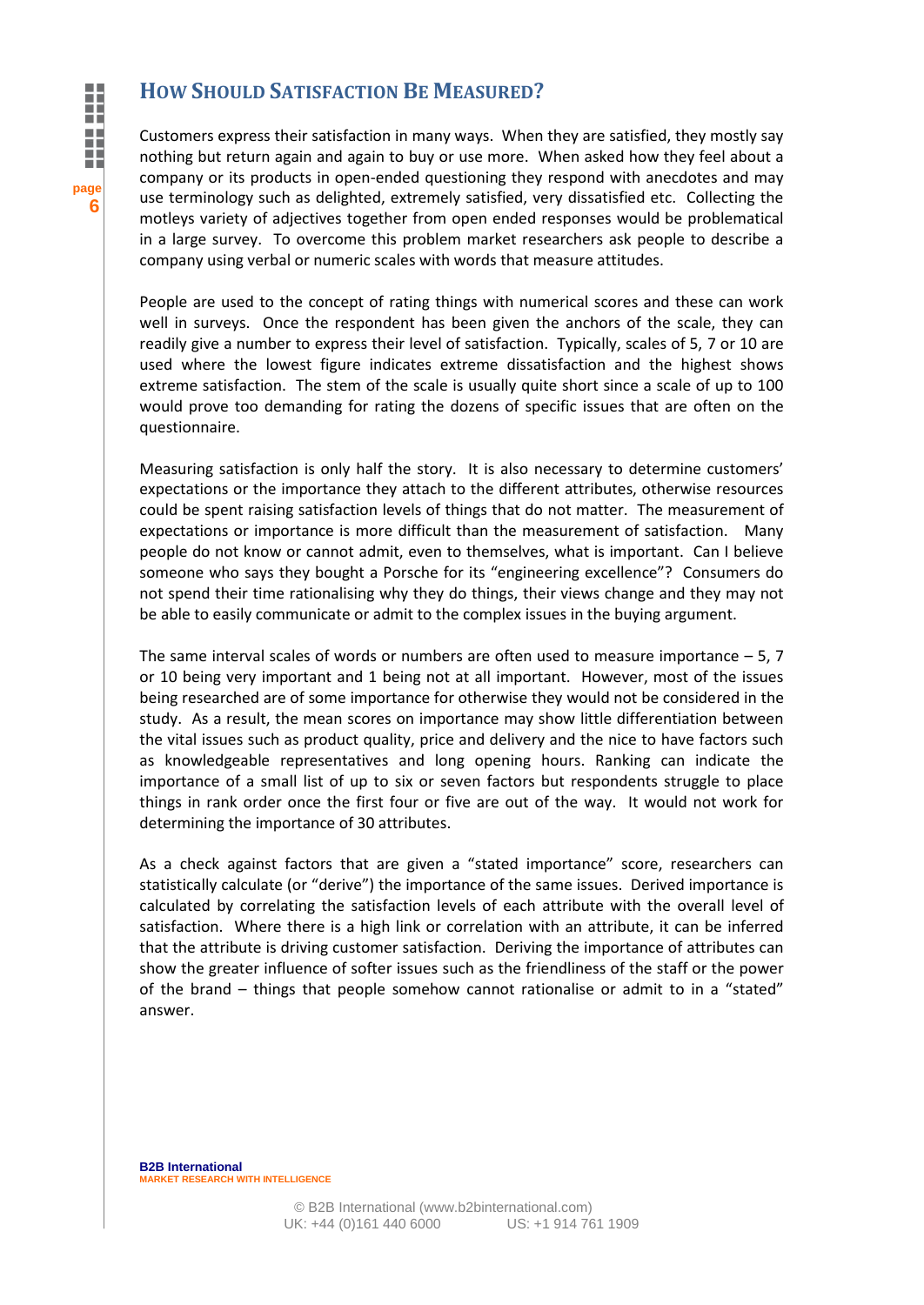## How Should Satisfaction Be Measured?

Customers express their satisfaction in many ways. When they are satisfied, they mostly say nothing but return again and again to buy or use more. When asked how they feel about a company or its products in open-ended questioning they respond with anecdotes and may use terminology such as delighted, extremely satisfied, very dissatisfied etc. Collecting the motleys variety of adjectives together from open ended responses would be problematical in a large survey. To overcome this problem market researchers ask people to describe a company using verbal or numeric scales with words that measure attitudes.

People are used to the concept of rating things with numerical scores and these can work well in surveys. Once the respondent has been given the anchors of the scale, they can readily give a number to express their level of satisfaction. Typically, scales of 5, 7 or 10 are used where the lowest figure indicates extreme dissatisfaction and the highest shows extreme satisfaction. The stem of the scale is usually quite short since a scale of up to 100 would prove too demanding for rating the dozens of specific issues that are often on the questionnaire.

Measuring satisfaction is only half the story. It is also necessary to determine customers' expectations or the importance they attach to the different attributes, otherwise resources could be spent raising satisfaction levels of things that do not matter. The measurement of expectations or importance is more difficult than the measurement of satisfaction. Many people do not know or cannot admit, even to themselves, what is important. Can I believe someone who says they bought a Porsche for its "engineering excellence"? Consumers do not spend their time rationalising why they do things, their views change and they may not be able to easily communicate or admit to the complex issues in the buying argument.

The same interval scales of words or numbers are often used to measure importance – 5, 7 or 10 being very important and 1 being not at all important. However, most of the issues being researched are of some importance for otherwise they would not be considered in the study. As a result, the mean scores on importance may show little differentiation between the vital issues such as product quality, price and delivery and the nice to have factors such as knowledgeable representatives and long opening hours. Ranking can indicate the importance of a small list of up to six or seven factors but respondents struggle to place things in rank order once the first four or five are out of the way. It would not work for determining the importance of 30 attributes.

As a check against factors that are given a "stated importance" score, researchers can statistically calculate (or "derive") the importance of the same issues. Derived importance is calculated by correlating the satisfaction levels of each attribute with the overall level of satisfaction. Where there is a high link or correlation with an attribute, it can be inferred that the attribute is driving customer satisfaction. Deriving the importance of attributes can show the greater influence of softer issues such as the friendliness of the staff or the power of the brand – things that people somehow cannot rationalise or admit to in a "stated" answer.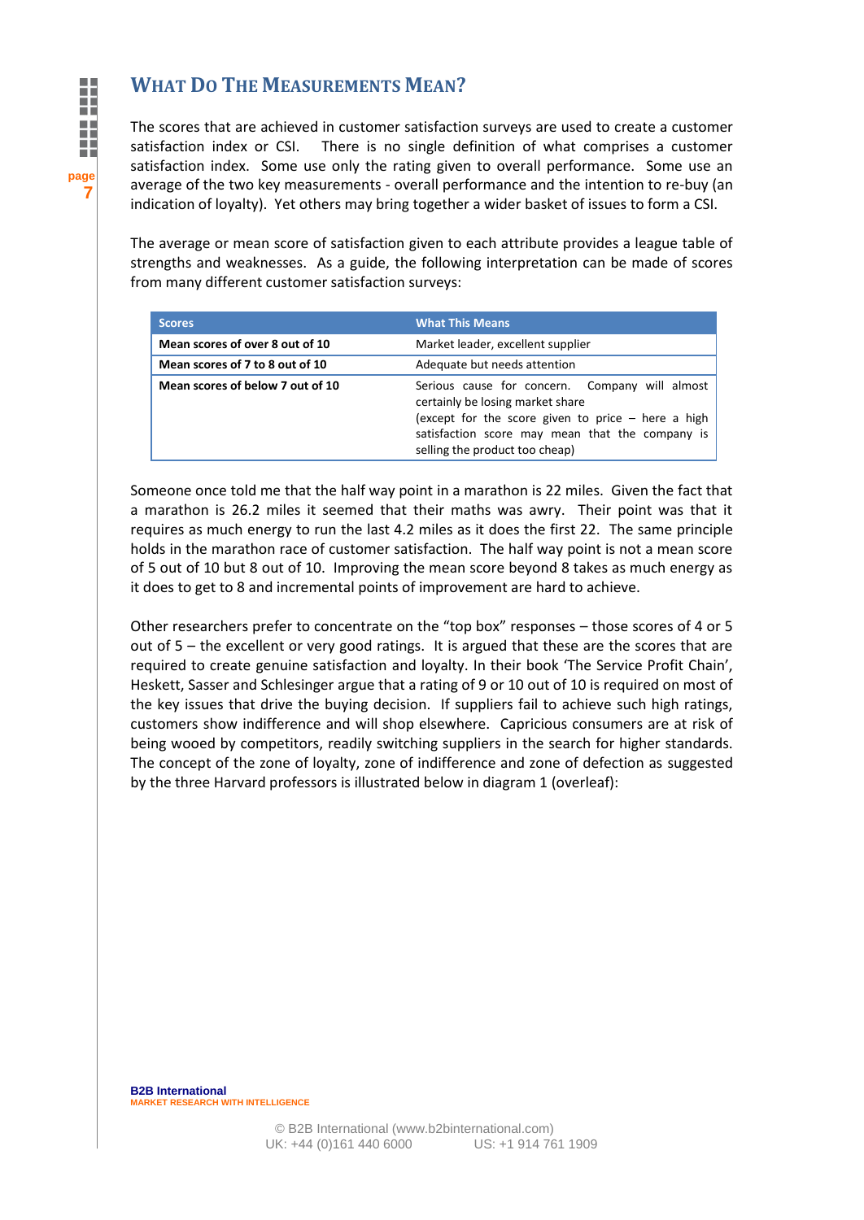# What Do The Measurements Mean?

The scores that are achieved in customer satisfaction surveys are used to create a customer satisfaction index or CSI. There is no single definition of what comprises a customer satisfaction index. Some use only the rating given to overall performance. Some use an average of the two key measurements - overall performance and the intention to re-buy (an indication of loyalty). Yet others may bring together a wider basket of issues to form a CSI.

The average or mean score of satisfaction given to each attribute provides a league table of strengths and weaknesses. As a guide, the following interpretation can be made of scores from many different customer satisfaction surveys:

| Scores | What This Means |
|---|---|
| **Mean scores of over 8 out of 10** | Market leader, excellent supplier |
| **Mean scores of 7 to 8 out of 10** | Adequate but needs attention |
| **Mean scores of below 7 out of 10** | Serious cause for concern. Company will almost certainly be losing market share (except for the score given to price – here a high satisfaction score may mean that the company is selling the product too cheap) |

Someone once told me that the half way point in a marathon is 22 miles. Given the fact that a marathon is 26.2 miles it seemed that their maths was awry. Their point was that it requires as much energy to run the last 4.2 miles as it does the first 22. The same principle holds in the marathon race of customer satisfaction. The half way point is not a mean score of 5 out of 10 but 8 out of 10. Improving the mean score beyond 8 takes as much energy as it does to get to 8 and incremental points of improvement are hard to achieve.

Other researchers prefer to concentrate on the "top box" responses – those scores of 4 or 5 out of 5 – the excellent or very good ratings. It is argued that these are the scores that are required to create genuine satisfaction and loyalty. In their book 'The Service Profit Chain', Heskett, Sasser and Schlesinger argue that a rating of 9 or 10 out of 10 is required on most of the key issues that drive the buying decision. If suppliers fail to achieve such high ratings, customers show indifference and will shop elsewhere. Capricious consumers are at risk of being wooed by competitors, readily switching suppliers in the search for higher standards. The concept of the zone of loyalty, zone of indifference and zone of defection as suggested by the three Harvard professors is illustrated below in diagram 1 (overleaf):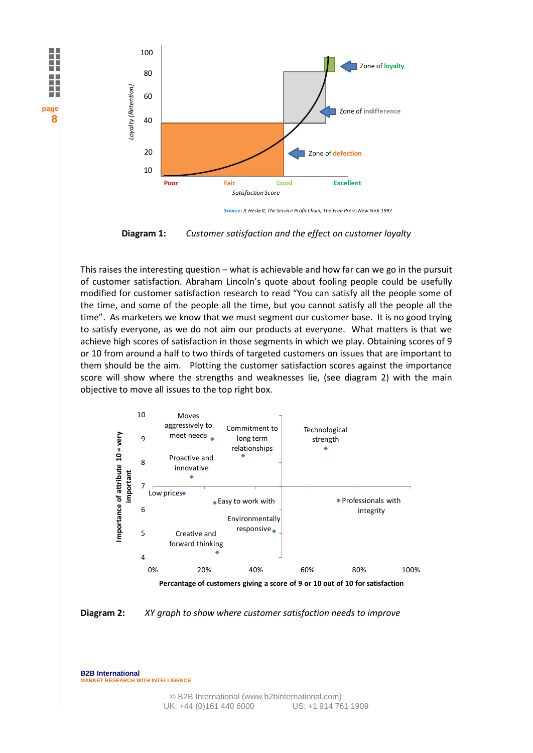**Diagram 1:** *Customer satisfaction and the effect on customer loyalty*

This raises the interesting question – what is achievable and how far can we go in the pursuit of customer satisfaction. Abraham Lincoln's quote about fooling people could be usefully modified for customer satisfaction research to read "You can satisfy all the people some of the time, and some of the people all the time, but you cannot satisfy all the people all the time". As marketers we know that we must segment our customer base. It is no good trying to satisfy everyone, as we do not aim our products at everyone. What matters is that we achieve high scores of satisfaction in those segments in which we play. Obtaining scores of 9 or 10 from around a half to two thirds of targeted customers on issues that are important to them should be the aim. Plotting the customer satisfaction scores against the importance score will show where the strengths and weaknesses lie, (see diagram 2) with the main objective to move all issues to the top right box.

**Diagram 2:** *XY graph to show where customer satisfaction needs to improve*

**B2B International**
MARKET RESEARCH WITH INTELLIGENCE

© B2B International (www.b2binternational.com)
UK: +44 (0)161 440 6000 US: +1 914 761 1909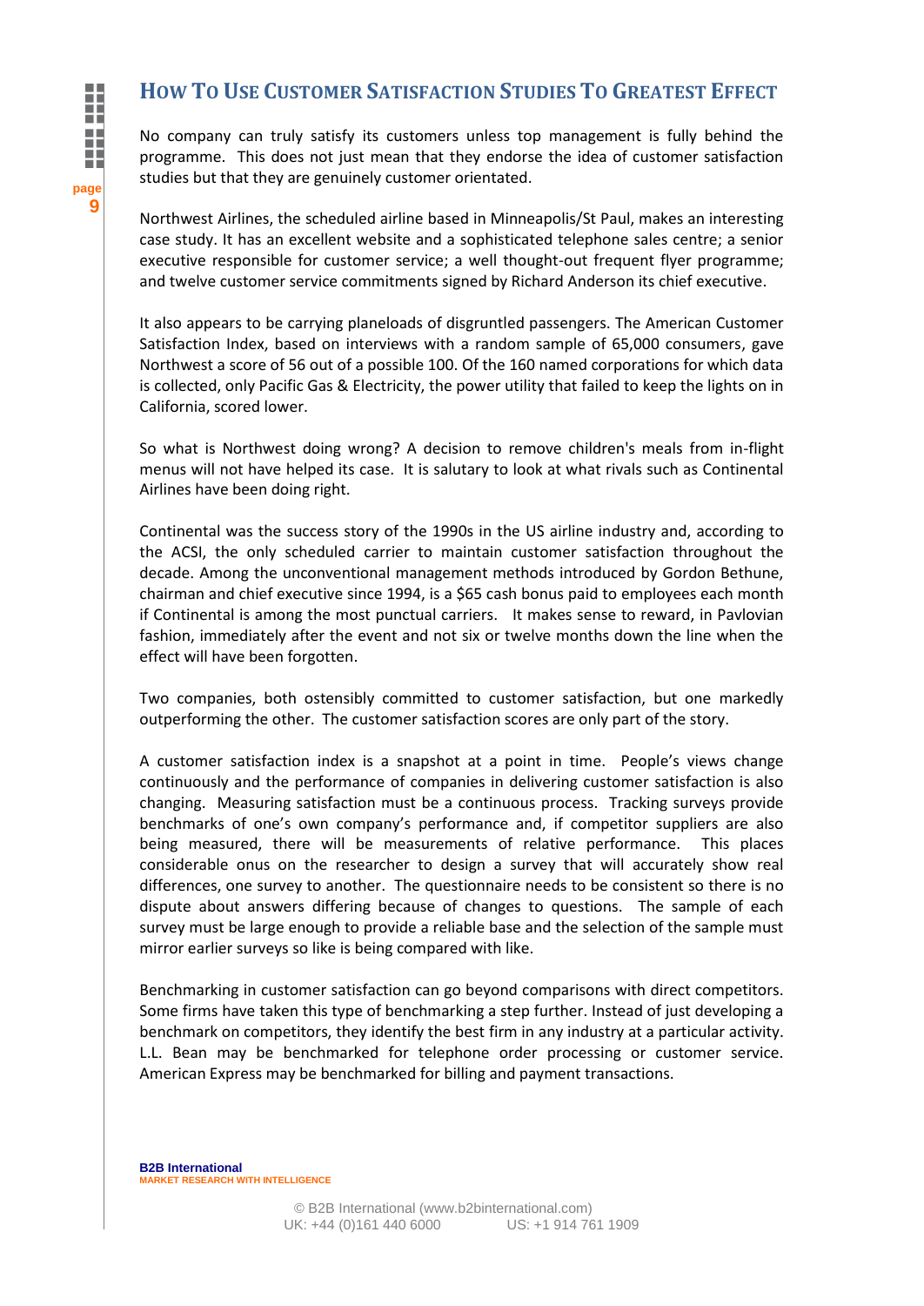## How To Use Customer Satisfaction Studies To Greatest Effect

No company can truly satisfy its customers unless top management is fully behind the programme. This does not just mean that they endorse the idea of customer satisfaction studies but that they are genuinely customer orientated.

Northwest Airlines, the scheduled airline based in Minneapolis/St Paul, makes an interesting case study. It has an excellent website and a sophisticated telephone sales centre; a senior executive responsible for customer service; a well thought-out frequent flyer programme; and twelve customer service commitments signed by Richard Anderson its chief executive.

It also appears to be carrying planeloads of disgruntled passengers. The American Customer Satisfaction Index, based on interviews with a random sample of 65,000 consumers, gave Northwest a score of 56 out of a possible 100. Of the 160 named corporations for which data is collected, only Pacific Gas & Electricity, the power utility that failed to keep the lights on in California, scored lower.

So what is Northwest doing wrong? A decision to remove children's meals from in-flight menus will not have helped its case. It is salutary to look at what rivals such as Continental Airlines have been doing right.

Continental was the success story of the 1990s in the US airline industry and, according to the ACSI, the only scheduled carrier to maintain customer satisfaction throughout the decade. Among the unconventional management methods introduced by Gordon Bethune, chairman and chief executive since 1994, is a $65 cash bonus paid to employees each month if Continental is among the most punctual carriers. It makes sense to reward, in Pavlovian fashion, immediately after the event and not six or twelve months down the line when the effect will have been forgotten.

Two companies, both ostensibly committed to customer satisfaction, but one markedly outperforming the other. The customer satisfaction scores are only part of the story.

A customer satisfaction index is a snapshot at a point in time. People's views change continuously and the performance of companies in delivering customer satisfaction is also changing. Measuring satisfaction must be a continuous process. Tracking surveys provide benchmarks of one's own company's performance and, if competitor suppliers are also being measured, there will be measurements of relative performance. This places considerable onus on the researcher to design a survey that will accurately show real differences, one survey to another. The questionnaire needs to be consistent so there is no dispute about answers differing because of changes to questions. The sample of each survey must be large enough to provide a reliable base and the selection of the sample must mirror earlier surveys so like is being compared with like.

Benchmarking in customer satisfaction can go beyond comparisons with direct competitors. Some firms have taken this type of benchmarking a step further. Instead of just developing a benchmark on competitors, they identify the best firm in any industry at a particular activity. L.L. Bean may be benchmarked for telephone order processing or customer service. American Express may be benchmarked for billing and payment transactions.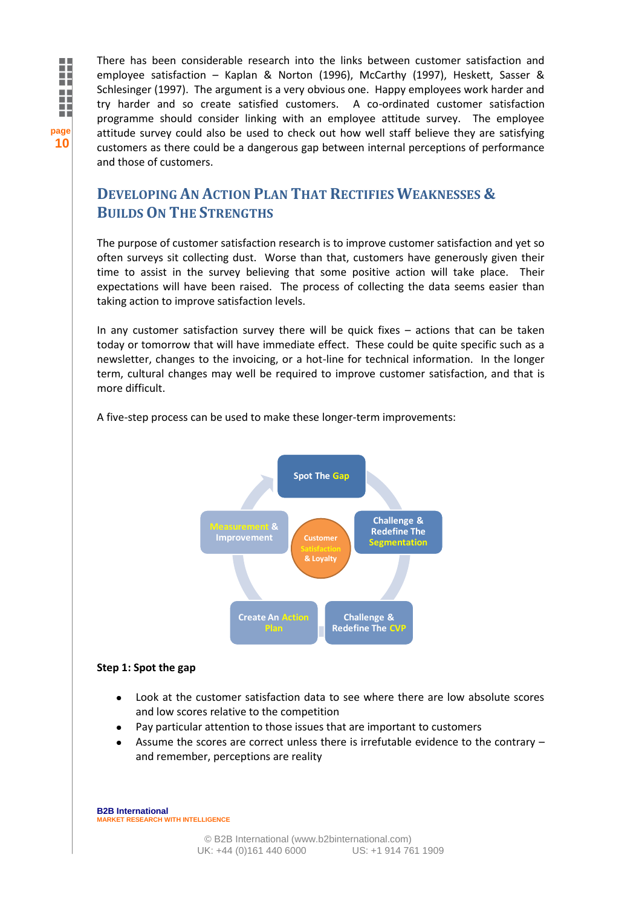There has been considerable research into the links between customer satisfaction and employee satisfaction – Kaplan & Norton (1996), McCarthy (1997), Heskett, Sasser & Schlesinger (1997). The argument is a very obvious one. Happy employees work harder and try harder and so create satisfied customers. A co-ordinated customer satisfaction programme should consider linking with an employee attitude survey. The employee attitude survey could also be used to check out how well staff believe they are satisfying customers as there could be a dangerous gap between internal perceptions of performance and those of customers.

## Developing An Action Plan That Rectifies Weaknesses & Builds On The Strengths

The purpose of customer satisfaction research is to improve customer satisfaction and yet so often surveys sit collecting dust. Worse than that, customers have generously given their time to assist in the survey believing that some positive action will take place. Their expectations will have been raised. The process of collecting the data seems easier than taking action to improve satisfaction levels.

In any customer satisfaction survey there will be quick fixes – actions that can be taken today or tomorrow that will have immediate effect. These could be quite specific such as a newsletter, changes to the invoicing, or a hot-line for technical information. In the longer term, cultural changes may well be required to improve customer satisfaction, and that is more difficult.

A five-step process can be used to make these longer-term improvements:

Spot The Gap → Challenge & Redefine The Segmentation → Challenge & Redefine The CVP → Create An Action Plan → Measurement & Improvement (centre: Customer Satisfaction & Loyalty)

**Step 1: Spot the gap**

- Look at the customer satisfaction data to see where there are low absolute scores and low scores relative to the competition
- Pay particular attention to those issues that are important to customers
- Assume the scores are correct unless there is irrefutable evidence to the contrary – and remember, perceptions are reality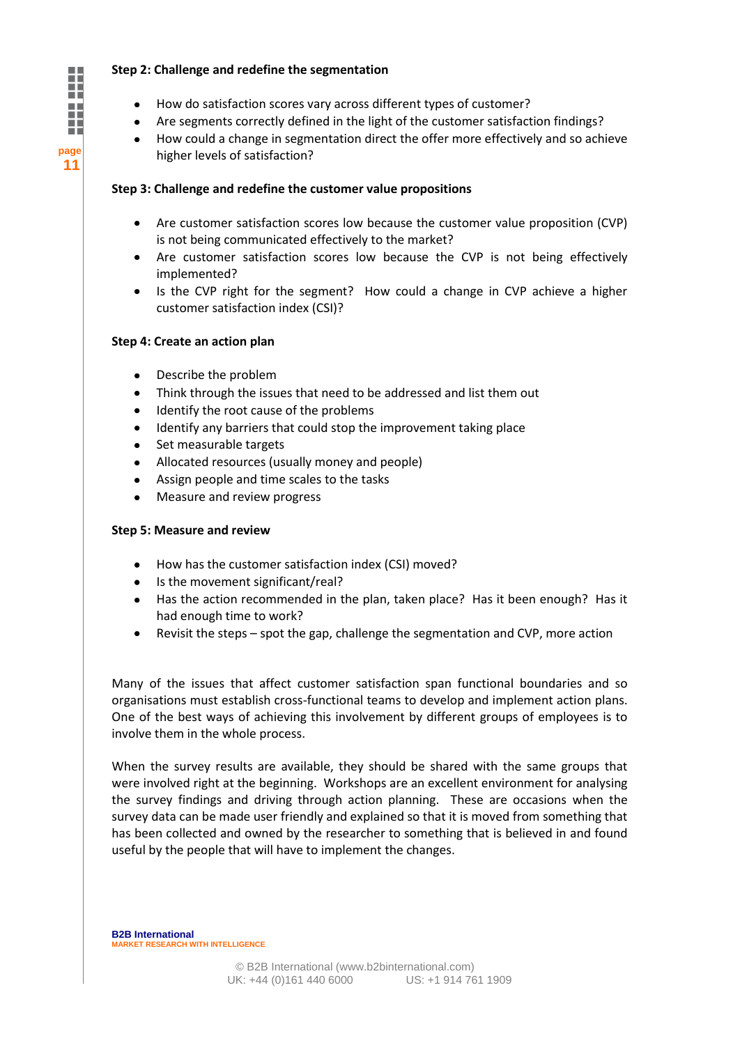**Step 2: Challenge and redefine the segmentation**

- How do satisfaction scores vary across different types of customer?
- Are segments correctly defined in the light of the customer satisfaction findings?
- How could a change in segmentation direct the offer more effectively and so achieve higher levels of satisfaction?

**Step 3: Challenge and redefine the customer value propositions**

- Are customer satisfaction scores low because the customer value proposition (CVP) is not being communicated effectively to the market?
- Are customer satisfaction scores low because the CVP is not being effectively implemented?
- Is the CVP right for the segment? How could a change in CVP achieve a higher customer satisfaction index (CSI)?

**Step 4: Create an action plan**

- Describe the problem
- Think through the issues that need to be addressed and list them out
- Identify the root cause of the problems
- Identify any barriers that could stop the improvement taking place
- Set measurable targets
- Allocated resources (usually money and people)
- Assign people and time scales to the tasks
- Measure and review progress

**Step 5: Measure and review**

- How has the customer satisfaction index (CSI) moved?
- Is the movement significant/real?
- Has the action recommended in the plan, taken place? Has it been enough? Has it had enough time to work?
- Revisit the steps – spot the gap, challenge the segmentation and CVP, more action

Many of the issues that affect customer satisfaction span functional boundaries and so organisations must establish cross-functional teams to develop and implement action plans. One of the best ways of achieving this involvement by different groups of employees is to involve them in the whole process.

When the survey results are available, they should be shared with the same groups that were involved right at the beginning. Workshops are an excellent environment for analysing the survey findings and driving through action planning. These are occasions when the survey data can be made user friendly and explained so that it is moved from something that has been collected and owned by the researcher to something that is believed in and found useful by the people that will have to implement the changes.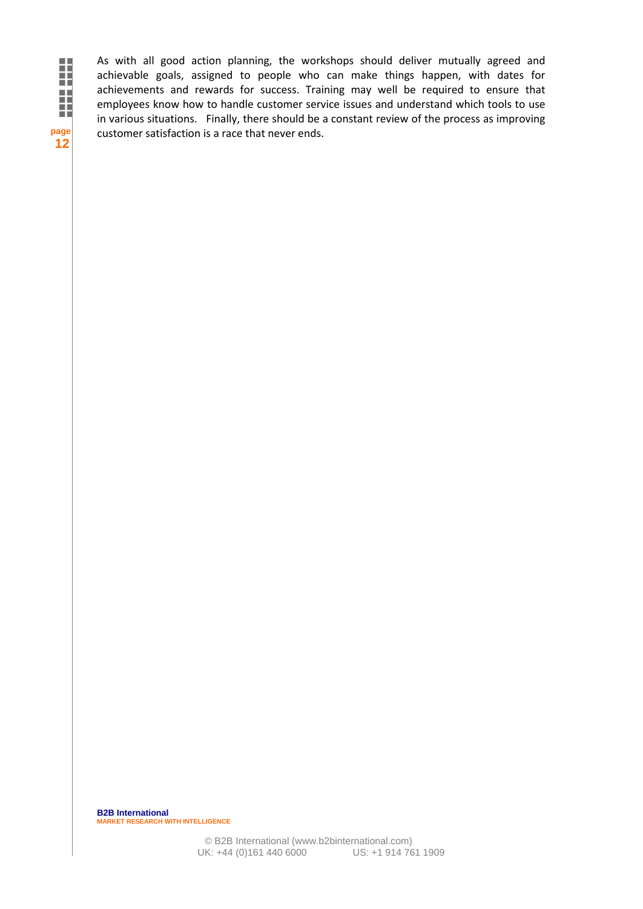As with all good action planning, the workshops should deliver mutually agreed and achievable goals, assigned to people who can make things happen, with dates for achievements and rewards for success. Training may well be required to ensure that employees know how to handle customer service issues and understand which tools to use in various situations. Finally, there should be a constant review of the process as improving customer satisfaction is a race that never ends.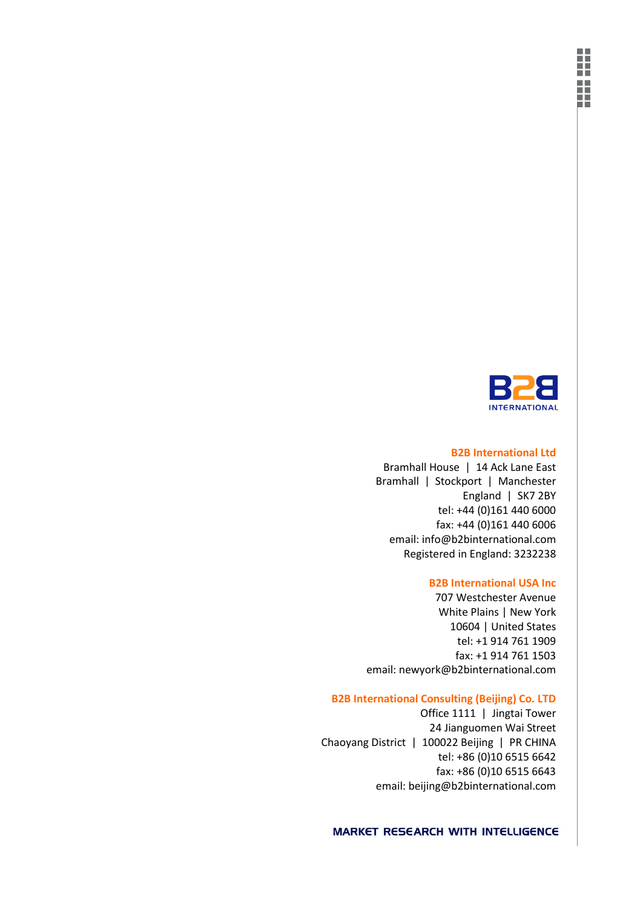B2B INTERNATIONAL

**B2B International Ltd**
Bramhall House | 14 Ack Lane East
Bramhall | Stockport | Manchester
England | SK7 2BY
tel: +44 (0)161 440 6000
fax: +44 (0)161 440 6006
email: info@b2binternational.com
Registered in England: 3232238

**B2B International USA Inc**
707 Westchester Avenue
White Plains | New York
10604 | United States
tel: +1 914 761 1909
fax: +1 914 761 1503
email: newyork@b2binternational.com

**B2B International Consulting (Beijing) Co. LTD**
Office 1111 | Jingtai Tower
24 Jianguomen Wai Street
Chaoyang District | 100022 Beijing | PR CHINA
tel: +86 (0)10 6515 6642
fax: +86 (0)10 6515 6643
email: beijing@b2binternational.com

MARKET RESEARCH WITH INTELLIGENCE